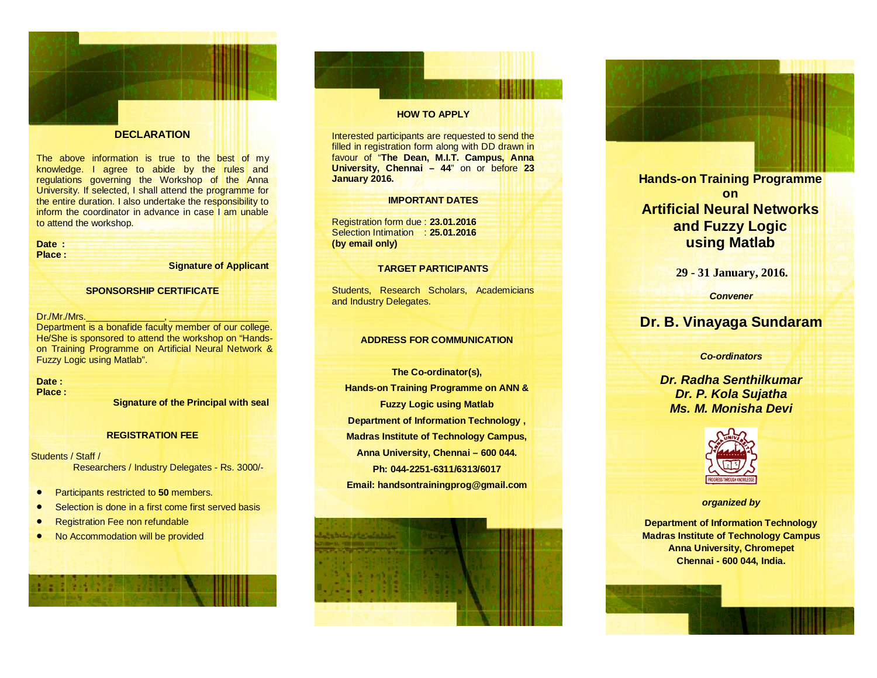## DECLARATION

The above information is true to the best of my knowledge. I agree to abide by the rules and regulations governing the Workshop of the Anna University. If selected, I shall attend the programme for the entire duration. I also undertake the responsibility to inform the coordinator in advance in case I am unable to attend the workshop.

**Date :**
**Place :**

**Signature of Applicant**

## SPONSORSHIP CERTIFICATE

Dr./Mr./Mrs.______________, ________________
Department is a bonafide faculty member of our college. He/She is sponsored to attend the workshop on "Hands-on Training Programme on Artificial Neural Network & Fuzzy Logic using Matlab".

**Date :**
**Place :**

**Signature of the Principal with seal**

## REGISTRATION FEE

Students / Staff /
Researchers / Industry Delegates - Rs. 3000/-

- Participants restricted to **50** members.
- Selection is done in a first come first served basis
- Registration Fee non refundable
- No Accommodation will be provided

## HOW TO APPLY

Interested participants are requested to send the filled in registration form along with DD drawn in favour of "**The Dean, M.I.T. Campus, Anna University, Chennai – 44**" on or before **23 January 2016.**

## IMPORTANT DATES

Registration form due : **23.01.2016**
Selection Intimation : **25.01.2016**
**(by email only)**

## TARGET PARTICIPANTS

Students, Research Scholars, Academicians and Industry Delegates.

## ADDRESS FOR COMMUNICATION

**The Co-ordinator(s),**
**Hands-on Training Programme on ANN &**
**Fuzzy Logic using Matlab**
**Department of Information Technology ,**
**Madras Institute of Technology Campus,**
**Anna University, Chennai – 600 044.**
**Ph: 044-2251-6311/6313/6017**
**Email: handsontrainingprog@gmail.com**

# Hands-on Training Programme on Artificial Neural Networks and Fuzzy Logic using Matlab

**29 - 31 January, 2016.**

***Convener***

## Dr. B. Vinayaga Sundaram

***Co-ordinators***

***Dr. Radha Senthilkumar***
***Dr. P. Kola Sujatha***
***Ms. M. Monisha Devi***

***organized by***

**Department of Information Technology**
**Madras Institute of Technology Campus**
**Anna University, Chromepet**
**Chennai - 600 044, India.**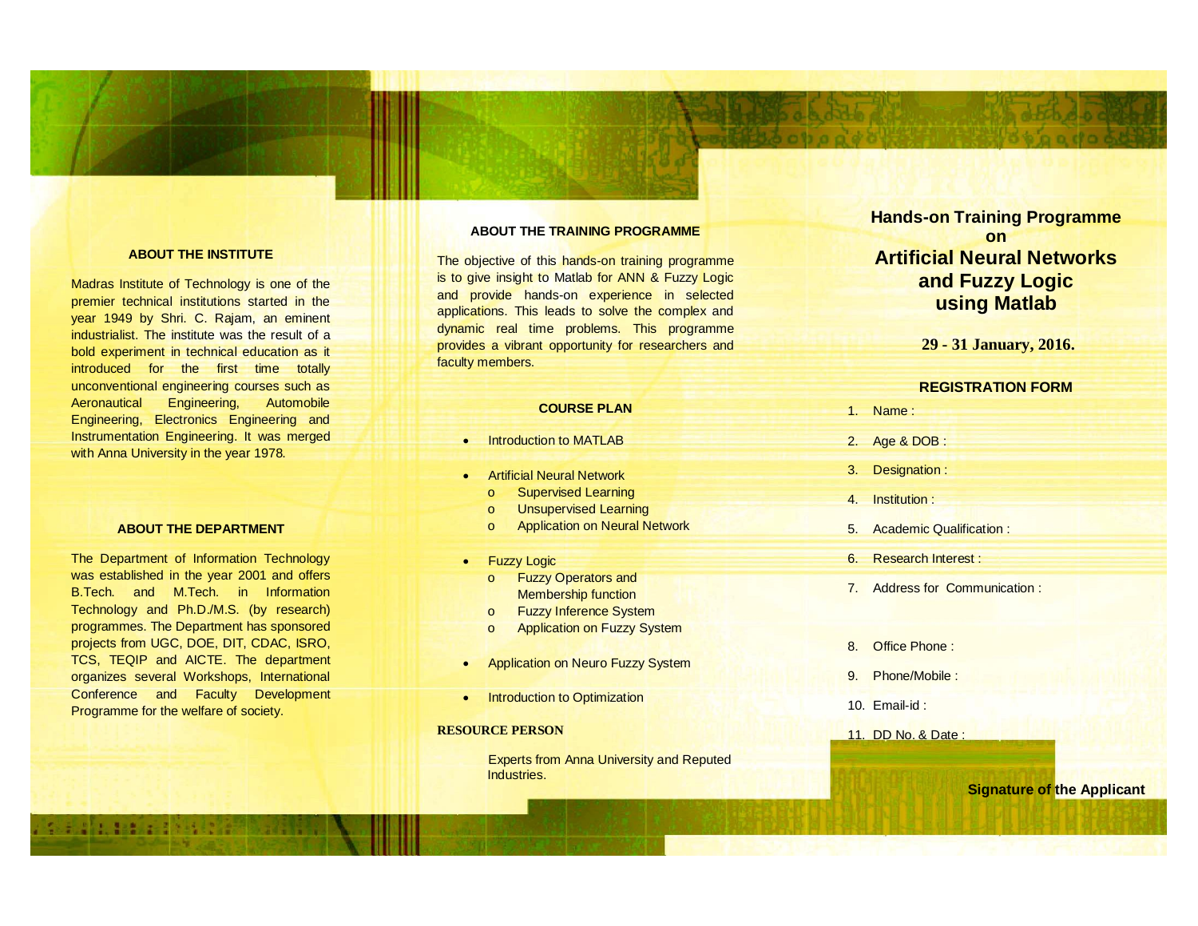## ABOUT THE INSTITUTE

Madras Institute of Technology is one of the premier technical institutions started in the year 1949 by Shri. C. Rajam, an eminent industrialist. The institute was the result of a bold experiment in technical education as it introduced for the first time totally unconventional engineering courses such as Aeronautical Engineering, Automobile Engineering, Electronics Engineering and Instrumentation Engineering. It was merged with Anna University in the year 1978.

## ABOUT THE DEPARTMENT

The Department of Information Technology was established in the year 2001 and offers B.Tech. and M.Tech. in Information Technology and Ph.D./M.S. (by research) programmes. The Department has sponsored projects from UGC, DOE, DIT, CDAC, ISRO, TCS, TEQIP and AICTE. The department organizes several Workshops, International Conference and Faculty Development Programme for the welfare of society.

## ABOUT THE TRAINING PROGRAMME

The objective of this hands-on training programme is to give insight to Matlab for ANN & Fuzzy Logic and provide hands-on experience in selected applications. This leads to solve the complex and dynamic real time problems. This programme provides a vibrant opportunity for researchers and faculty members.

## COURSE PLAN

- Introduction to MATLAB
- Artificial Neural Network
  - Supervised Learning
  - Unsupervised Learning
  - Application on Neural Network
- Fuzzy Logic
  - Fuzzy Operators and Membership function
  - Fuzzy Inference System
  - Application on Fuzzy System
- Application on Neuro Fuzzy System
- Introduction to Optimization

## RESOURCE PERSON

Experts from Anna University and Reputed Industries.

# Hands-on Training Programme on Artificial Neural Networks and Fuzzy Logic using Matlab

**29 - 31 January, 2016.**

## REGISTRATION FORM

1. Name :
2. Age & DOB :
3. Designation :
4. Institution :
5. Academic Qualification :
6. Research Interest :
7. Address for Communication :
8. Office Phone :
9. Phone/Mobile :
10. Email-id :
11. DD No. & Date :

**Signature of the Applicant**